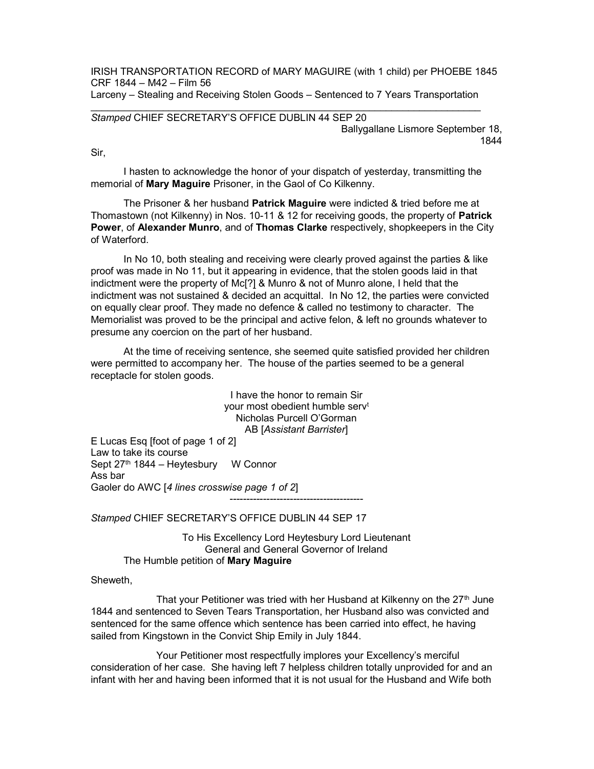IRISH TRANSPORTATION RECORD of MARY MAGUIRE (with 1 child) per PHOEBE 1845
CRF 1844 – M42 – Film 56
Larceny – Stealing and Receiving Stolen Goods – Sentenced to 7 Years Transportation

---

*Stamped* CHIEF SECRETARY'S OFFICE DUBLIN 44 SEP 20

Ballygallane Lismore September 18, 1844

Sir,

I hasten to acknowledge the honor of your dispatch of yesterday, transmitting the memorial of **Mary Maguire** Prisoner, in the Gaol of Co Kilkenny.

The Prisoner & her husband **Patrick Maguire** were indicted & tried before me at Thomastown (not Kilkenny) in Nos. 10-11 & 12 for receiving goods, the property of **Patrick Power**, of **Alexander Munro**, and of **Thomas Clarke** respectively, shopkeepers in the City of Waterford.

In No 10, both stealing and receiving were clearly proved against the parties & like proof was made in No 11, but it appearing in evidence, that the stolen goods laid in that indictment were the property of Mc[?] & Munro & not of Munro alone, I held that the indictment was not sustained & decided an acquittal. In No 12, the parties were convicted on equally clear proof. They made no defence & called no testimony to character. The Memorialist was proved to be the principal and active felon, & left no grounds whatever to presume any coercion on the part of her husband.

At the time of receiving sentence, she seemed quite satisfied provided her children were permitted to accompany her. The house of the parties seemed to be a general receptacle for stolen goods.

I have the honor to remain Sir
your most obedient humble serv[t]
Nicholas Purcell O'Gorman
AB [*Assistant Barrister*]

E Lucas Esq [foot of page 1 of 2]
Law to take its course
Sept 27[th] 1844 – Heytesbury     W Connor
Ass bar
Gaoler do AWC [*4 lines crosswise page 1 of 2*]

----------------------------------------

*Stamped* CHIEF SECRETARY'S OFFICE DUBLIN 44 SEP 17

To His Excellency Lord Heytesbury Lord Lieutenant
General and General Governor of Ireland
The Humble petition of **Mary Maguire**

Sheweth,

That your Petitioner was tried with her Husband at Kilkenny on the 27[th] June 1844 and sentenced to Seven Tears Transportation, her Husband also was convicted and sentenced for the same offence which sentence has been carried into effect, he having sailed from Kingstown in the Convict Ship Emily in July 1844.

Your Petitioner most respectfully implores your Excellency's merciful consideration of her case. She having left 7 helpless children totally unprovided for and an infant with her and having been informed that it is not usual for the Husband and Wife both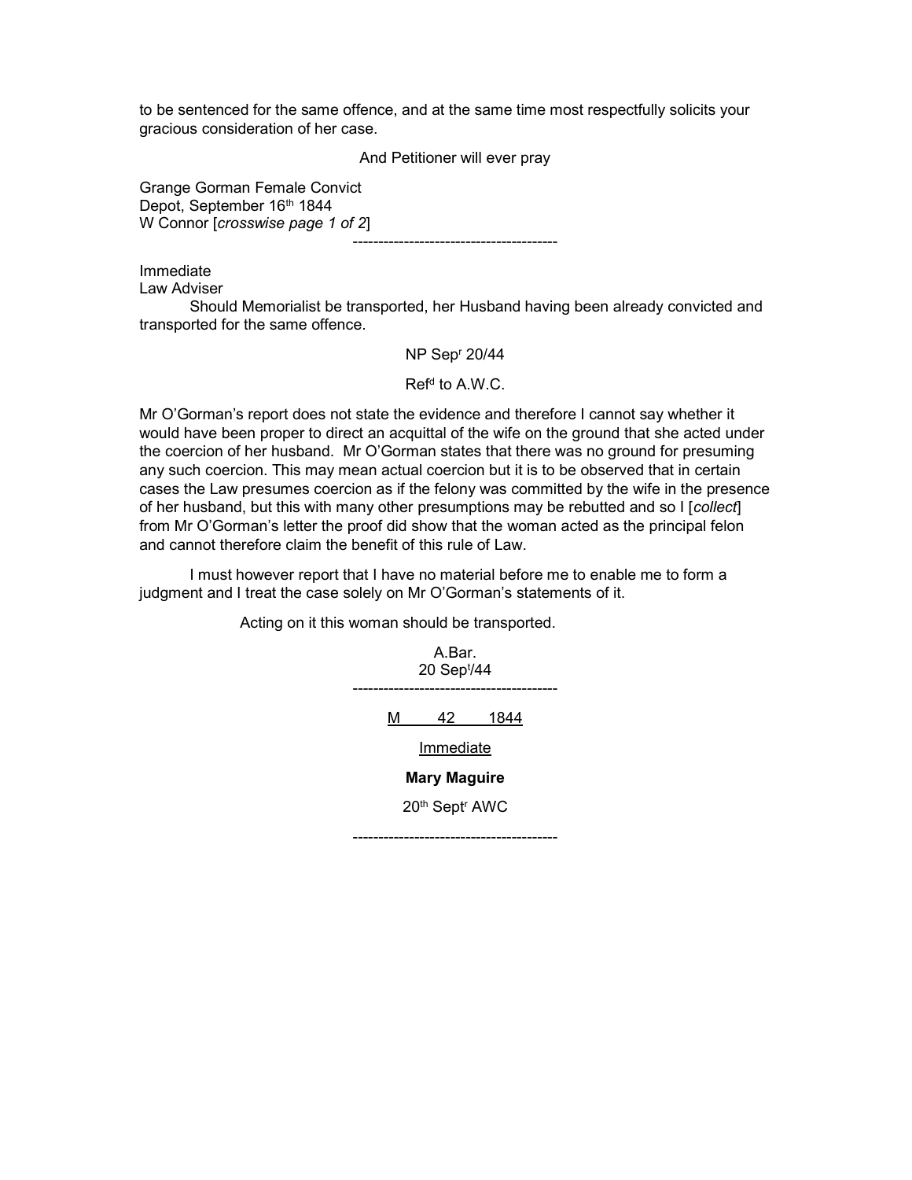to be sentenced for the same offence, and at the same time most respectfully solicits your gracious consideration of her case.

And Petitioner will ever pray

Grange Gorman Female Convict
Depot, September 16th 1844
W Connor [*crosswise page 1 of 2*]

----------------------------------------

Immediate
Law Adviser

Should Memorialist be transported, her Husband having been already convicted and transported for the same offence.

NP Sepr 20/44

Refd to A.W.C.

Mr O'Gorman's report does not state the evidence and therefore I cannot say whether it would have been proper to direct an acquittal of the wife on the ground that she acted under the coercion of her husband. Mr O'Gorman states that there was no ground for presuming any such coercion. This may mean actual coercion but it is to be observed that in certain cases the Law presumes coercion as if the felony was committed by the wife in the presence of her husband, but this with many other presumptions may be rebutted and so I [*collect*] from Mr O'Gorman's letter the proof did show that the woman acted as the principal felon and cannot therefore claim the benefit of this rule of Law.

I must however report that I have no material before me to enable me to form a judgment and I treat the case solely on Mr O'Gorman's statements of it.

Acting on it this woman should be transported.

A.Bar.
20 Sept/44

----------------------------------------

M 42 1844

Immediate

**Mary Maguire**

20th Septr AWC

----------------------------------------